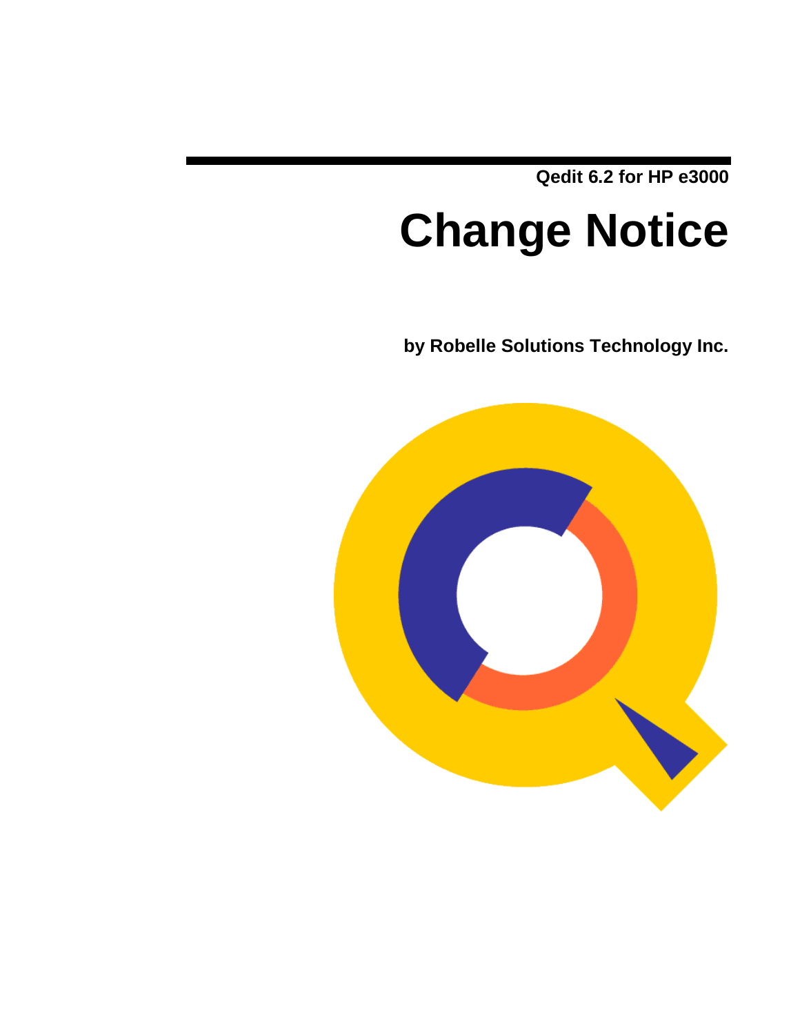Qedit 6.2 for HP e3000

# Change Notice

**by Robelle Solutions Technology Inc.**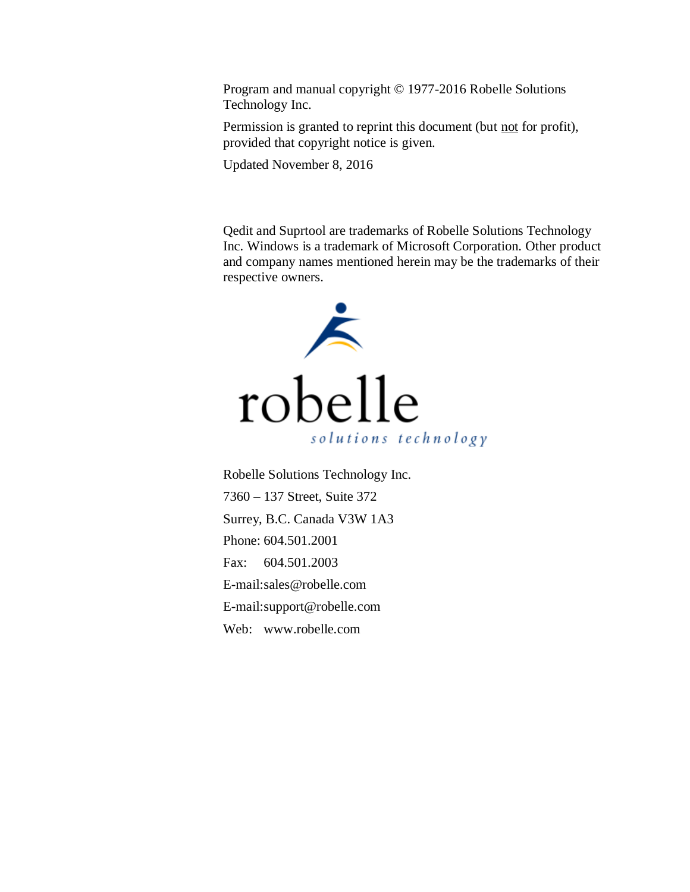Program and manual copyright © 1977-2016 Robelle Solutions Technology Inc.

Permission is granted to reprint this document (but not for profit), provided that copyright notice is given.

Updated November 8, 2016

Qedit and Suprtool are trademarks of Robelle Solutions Technology Inc. Windows is a trademark of Microsoft Corporation. Other product and company names mentioned herein may be the trademarks of their respective owners.

robelle
*solutions technology*

Robelle Solutions Technology Inc.

7360 – 137 Street, Suite 372

Surrey, B.C. Canada V3W 1A3

Phone: 604.501.2001

Fax: 604.501.2003

E-mail:sales@robelle.com

E-mail:support@robelle.com

Web: www.robelle.com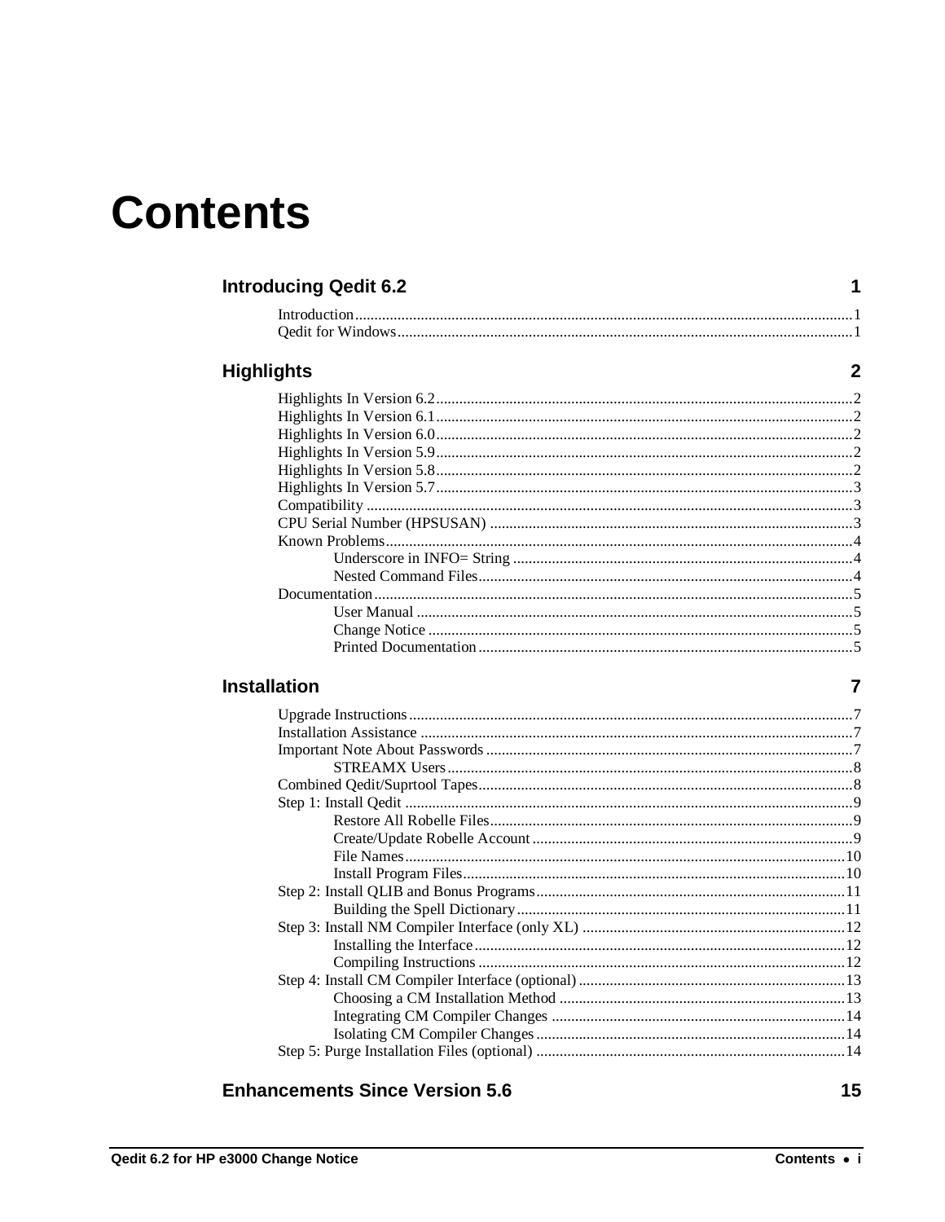# Contents

## Introducing Qedit 6.2 — 1

- Introduction ........ 1
- Qedit for Windows ........ 1

## Highlights — 2

- Highlights In Version 6.2 ........ 2
- Highlights In Version 6.1 ........ 2
- Highlights In Version 6.0 ........ 2
- Highlights In Version 5.9 ........ 2
- Highlights In Version 5.8 ........ 2
- Highlights In Version 5.7 ........ 3
- Compatibility ........ 3
- CPU Serial Number (HPSUSAN) ........ 3
- Known Problems ........ 4
    - Underscore in INFO= String ........ 4
    - Nested Command Files ........ 4
- Documentation ........ 5
    - User Manual ........ 5
    - Change Notice ........ 5
    - Printed Documentation ........ 5

## Installation — 7

- Upgrade Instructions ........ 7
- Installation Assistance ........ 7
- Important Note About Passwords ........ 7
    - STREAMX Users ........ 8
- Combined Qedit/Suprtool Tapes ........ 8
- Step 1: Install Qedit ........ 9
    - Restore All Robelle Files ........ 9
    - Create/Update Robelle Account ........ 9
    - File Names ........ 10
    - Install Program Files ........ 10
- Step 2: Install QLIB and Bonus Programs ........ 11
    - Building the Spell Dictionary ........ 11
- Step 3: Install NM Compiler Interface (only XL) ........ 12
    - Installing the Interface ........ 12
    - Compiling Instructions ........ 12
- Step 4: Install CM Compiler Interface (optional) ........ 13
    - Choosing a CM Installation Method ........ 13
    - Integrating CM Compiler Changes ........ 14
    - Isolating CM Compiler Changes ........ 14
- Step 5: Purge Installation Files (optional) ........ 14

## Enhancements Since Version 5.6 — 15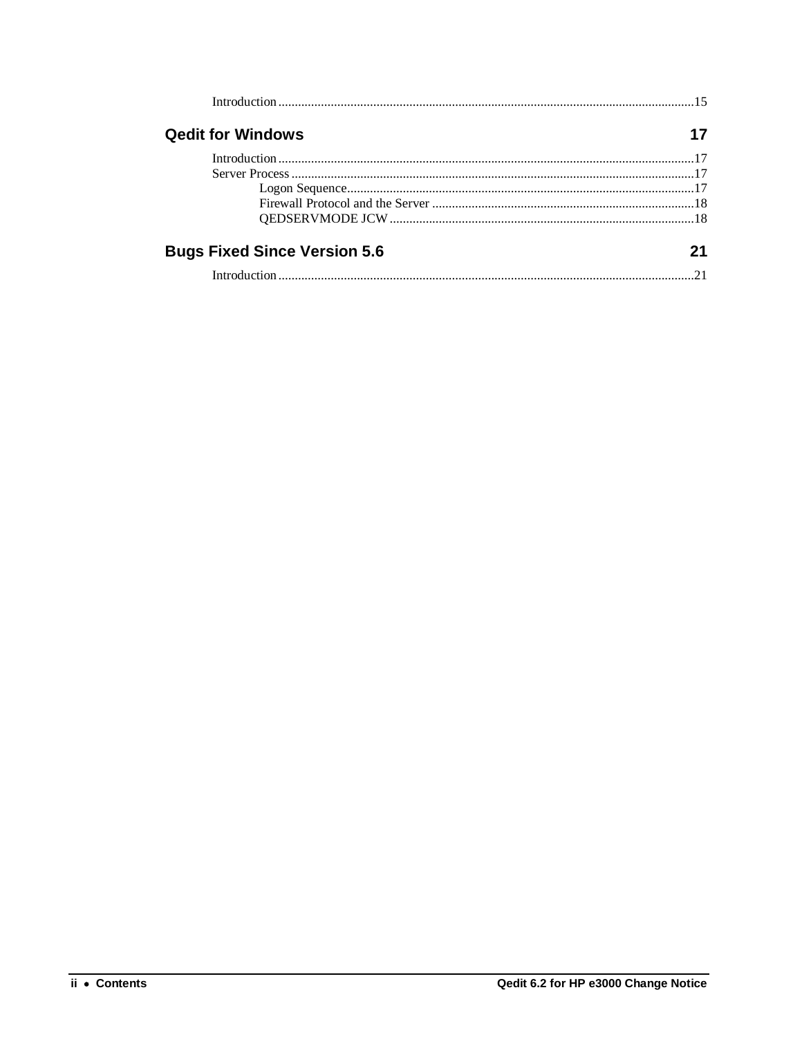Introduction ....................................................................................................................15

## Qedit for Windows 17

Introduction ....................................................................................................................17

Server Process ................................................................................................................17

Logon Sequence...........................................................................................................17

Firewall Protocol and the Server ..................................................................................18

QEDSERVMODE JCW ...............................................................................................18

## Bugs Fixed Since Version 5.6 21

Introduction ....................................................................................................................21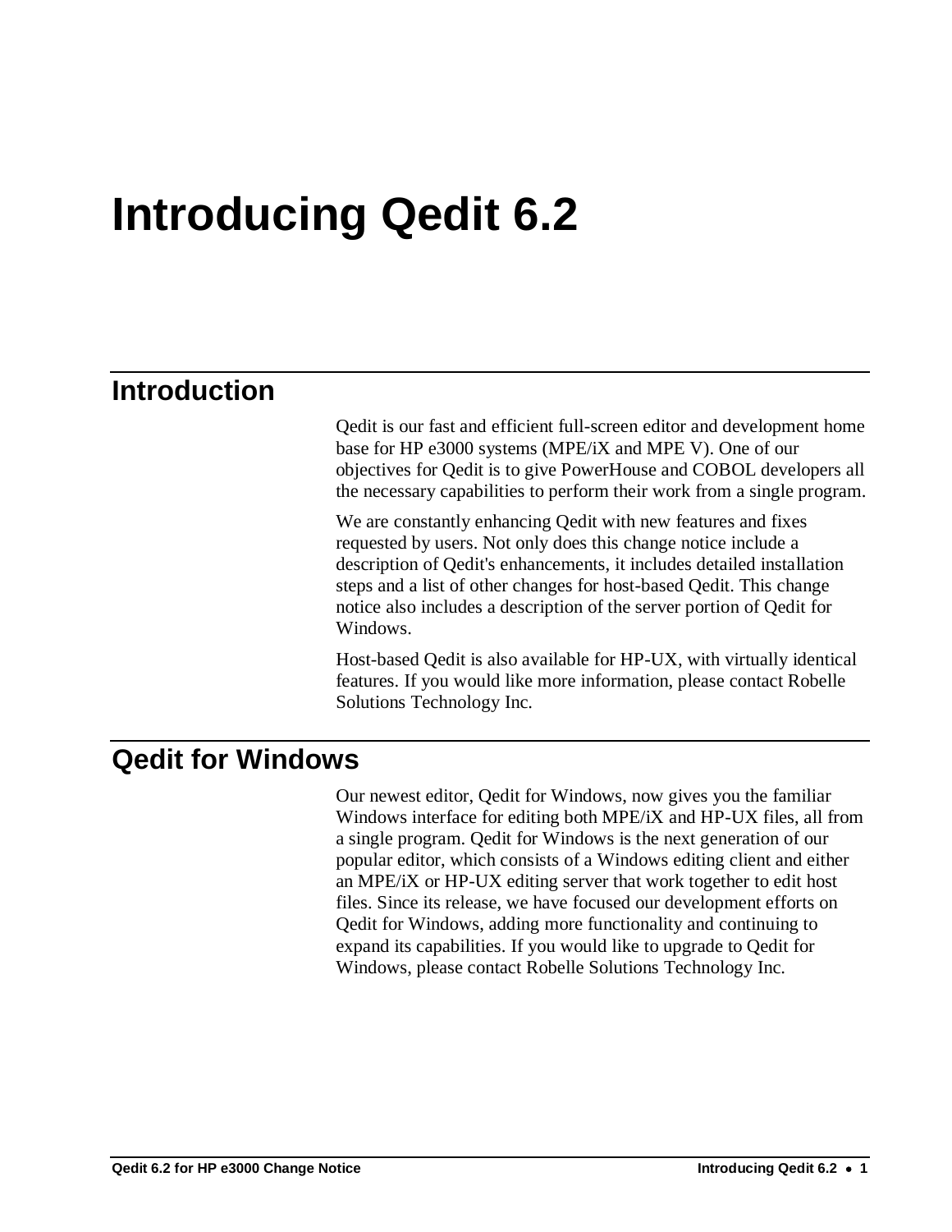# Introducing Qedit 6.2

## Introduction

Qedit is our fast and efficient full-screen editor and development home base for HP e3000 systems (MPE/iX and MPE V). One of our objectives for Qedit is to give PowerHouse and COBOL developers all the necessary capabilities to perform their work from a single program.

We are constantly enhancing Qedit with new features and fixes requested by users. Not only does this change notice include a description of Qedit's enhancements, it includes detailed installation steps and a list of other changes for host-based Qedit. This change notice also includes a description of the server portion of Qedit for Windows.

Host-based Qedit is also available for HP-UX, with virtually identical features. If you would like more information, please contact Robelle Solutions Technology Inc.

## Qedit for Windows

Our newest editor, Qedit for Windows, now gives you the familiar Windows interface for editing both MPE/iX and HP-UX files, all from a single program. Qedit for Windows is the next generation of our popular editor, which consists of a Windows editing client and either an MPE/iX or HP-UX editing server that work together to edit host files. Since its release, we have focused our development efforts on Qedit for Windows, adding more functionality and continuing to expand its capabilities. If you would like to upgrade to Qedit for Windows, please contact Robelle Solutions Technology Inc.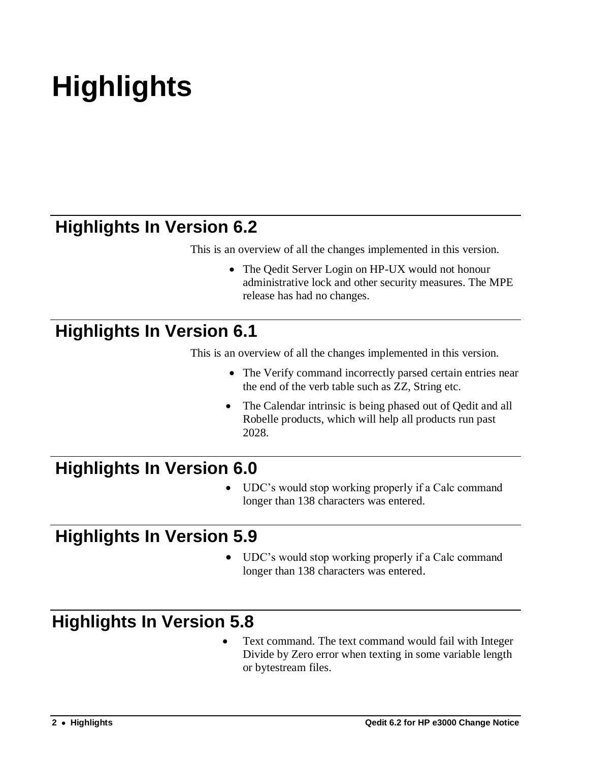# Highlights

## Highlights In Version 6.2

This is an overview of all the changes implemented in this version.

- The Qedit Server Login on HP-UX would not honour administrative lock and other security measures. The MPE release has had no changes.

## Highlights In Version 6.1

This is an overview of all the changes implemented in this version.

- The Verify command incorrectly parsed certain entries near the end of the verb table such as ZZ, String etc.
- The Calendar intrinsic is being phased out of Qedit and all Robelle products, which will help all products run past 2028.

## Highlights In Version 6.0

- UDC's would stop working properly if a Calc command longer than 138 characters was entered.

## Highlights In Version 5.9

- UDC's would stop working properly if a Calc command longer than 138 characters was entered.

## Highlights In Version 5.8

- Text command. The text command would fail with Integer Divide by Zero error when texting in some variable length or bytestream files.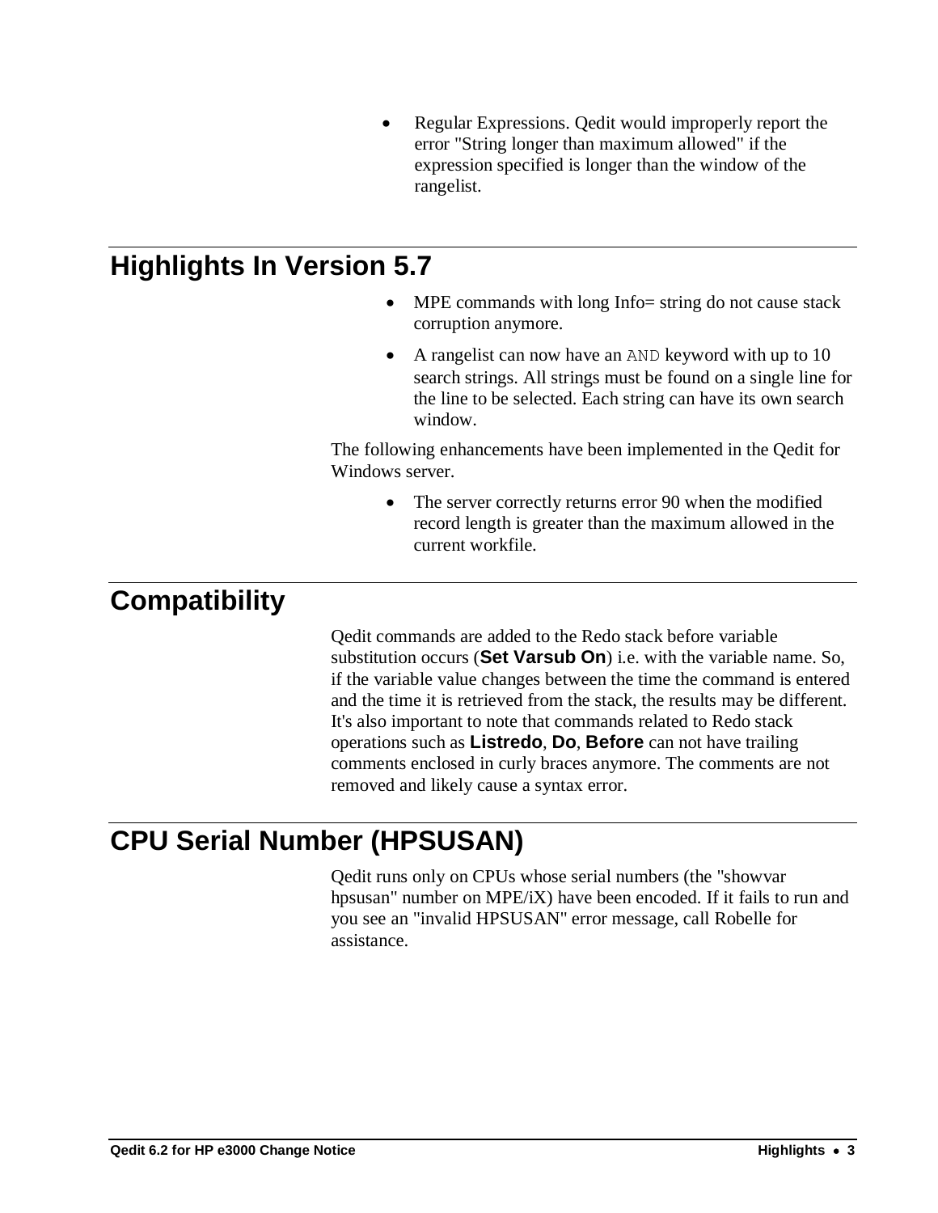- Regular Expressions. Qedit would improperly report the error "String longer than maximum allowed" if the expression specified is longer than the window of the rangelist.

## Highlights In Version 5.7

- MPE commands with long Info= string do not cause stack corruption anymore.
- A rangelist can now have an `AND` keyword with up to 10 search strings. All strings must be found on a single line for the line to be selected. Each string can have its own search window.

The following enhancements have been implemented in the Qedit for Windows server.

- The server correctly returns error 90 when the modified record length is greater than the maximum allowed in the current workfile.

## Compatibility

Qedit commands are added to the Redo stack before variable substitution occurs (**Set Varsub On**) i.e. with the variable name. So, if the variable value changes between the time the command is entered and the time it is retrieved from the stack, the results may be different. It's also important to note that commands related to Redo stack operations such as **Listredo**, **Do**, **Before** can not have trailing comments enclosed in curly braces anymore. The comments are not removed and likely cause a syntax error.

## CPU Serial Number (HPSUSAN)

Qedit runs only on CPUs whose serial numbers (the "showvar hpsusan" number on MPE/iX) have been encoded. If it fails to run and you see an "invalid HPSUSAN" error message, call Robelle for assistance.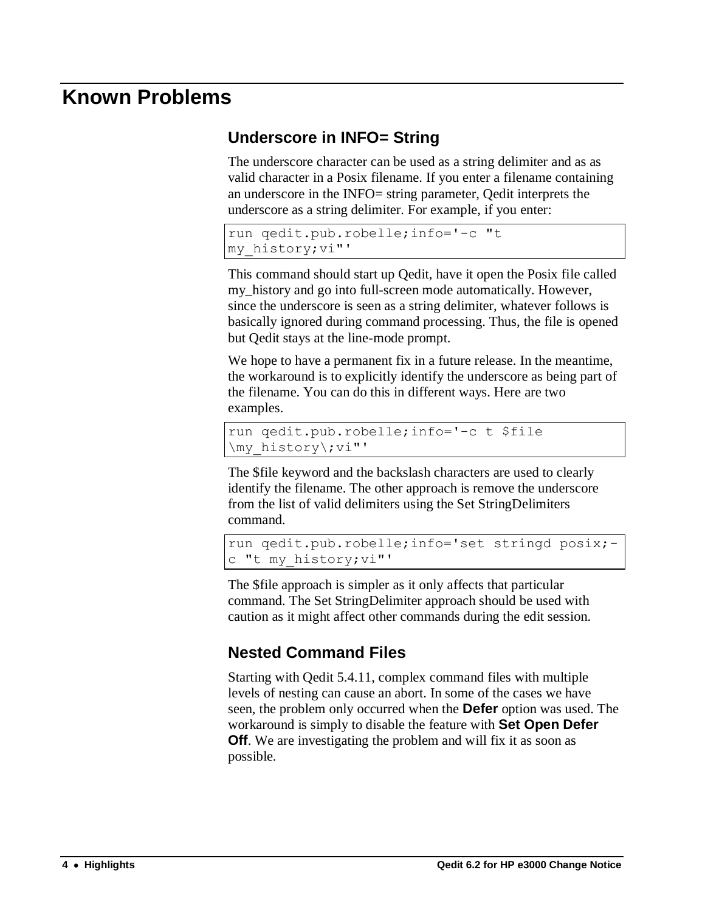# Known Problems

## Underscore in INFO= String

The underscore character can be used as a string delimiter and as as valid character in a Posix filename. If you enter a filename containing an underscore in the INFO= string parameter, Qedit interprets the underscore as a string delimiter. For example, if you enter:

```
run qedit.pub.robelle;info='-c "t
my_history;vi"'
```

This command should start up Qedit, have it open the Posix file called my_history and go into full-screen mode automatically. However, since the underscore is seen as a string delimiter, whatever follows is basically ignored during command processing. Thus, the file is opened but Qedit stays at the line-mode prompt.

We hope to have a permanent fix in a future release. In the meantime, the workaround is to explicitly identify the underscore as being part of the filename. You can do this in different ways. Here are two examples.

```
run qedit.pub.robelle;info='-c t $file
\my_history\;vi"'
```

The $file keyword and the backslash characters are used to clearly identify the filename. The other approach is remove the underscore from the list of valid delimiters using the Set StringDelimiters command.

```
run qedit.pub.robelle;info='set stringd posix;-
c "t my_history;vi"'
```

The $file approach is simpler as it only affects that particular command. The Set StringDelimiter approach should be used with caution as it might affect other commands during the edit session.

## Nested Command Files

Starting with Qedit 5.4.11, complex command files with multiple levels of nesting can cause an abort. In some of the cases we have seen, the problem only occurred when the **Defer** option was used. The workaround is simply to disable the feature with **Set Open Defer Off**. We are investigating the problem and will fix it as soon as possible.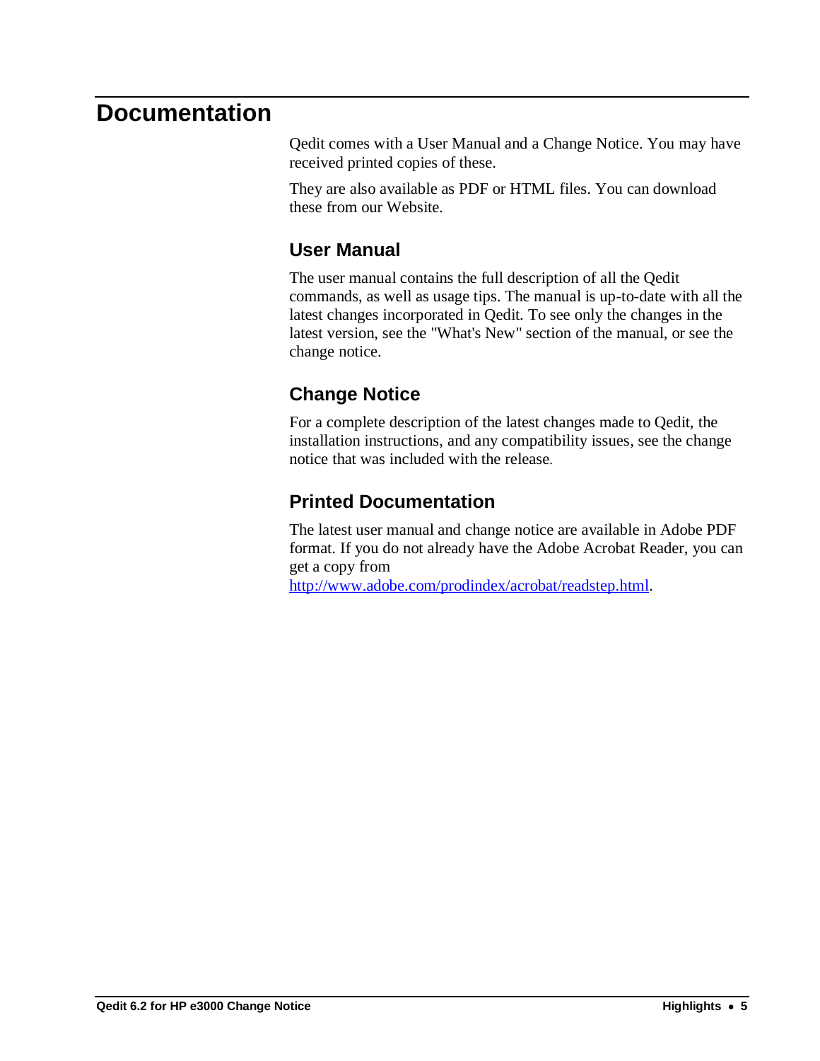# Documentation

Qedit comes with a User Manual and a Change Notice. You may have received printed copies of these.

They are also available as PDF or HTML files. You can download these from our Website.

## User Manual

The user manual contains the full description of all the Qedit commands, as well as usage tips. The manual is up-to-date with all the latest changes incorporated in Qedit. To see only the changes in the latest version, see the "What's New" section of the manual, or see the change notice.

## Change Notice

For a complete description of the latest changes made to Qedit, the installation instructions, and any compatibility issues, see the change notice that was included with the release.

## Printed Documentation

The latest user manual and change notice are available in Adobe PDF format. If you do not already have the Adobe Acrobat Reader, you can get a copy from http://www.adobe.com/prodindex/acrobat/readstep.html.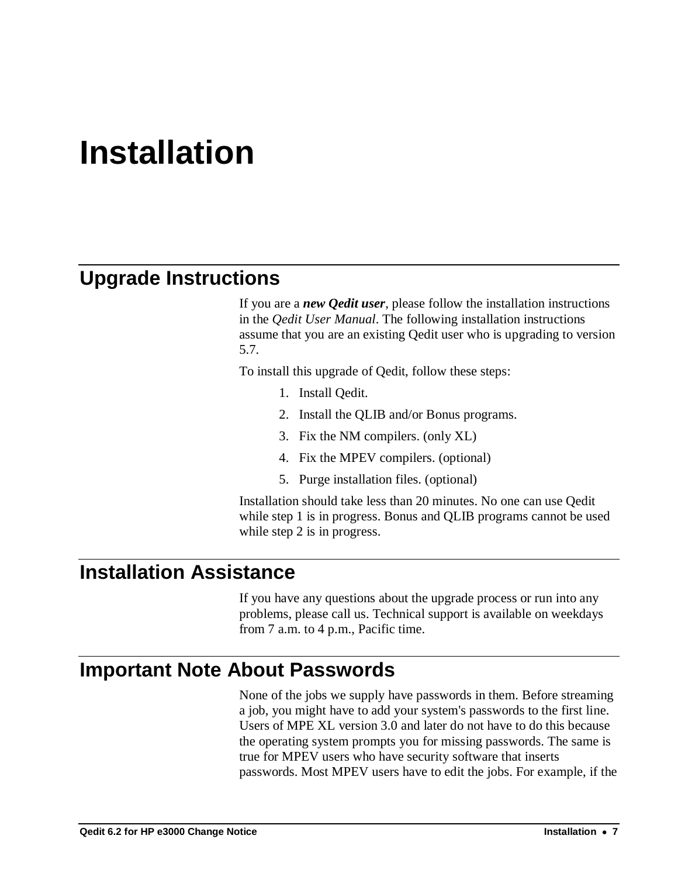# Installation

## Upgrade Instructions

If you are a ***new Qedit user***, please follow the installation instructions in the *Qedit User Manual*. The following installation instructions assume that you are an existing Qedit user who is upgrading to version 5.7.

To install this upgrade of Qedit, follow these steps:

1. Install Qedit.
2. Install the QLIB and/or Bonus programs.
3. Fix the NM compilers. (only XL)
4. Fix the MPEV compilers. (optional)
5. Purge installation files. (optional)

Installation should take less than 20 minutes. No one can use Qedit while step 1 is in progress. Bonus and QLIB programs cannot be used while step 2 is in progress.

## Installation Assistance

If you have any questions about the upgrade process or run into any problems, please call us. Technical support is available on weekdays from 7 a.m. to 4 p.m., Pacific time.

## Important Note About Passwords

None of the jobs we supply have passwords in them. Before streaming a job, you might have to add your system's passwords to the first line. Users of MPE XL version 3.0 and later do not have to do this because the operating system prompts you for missing passwords. The same is true for MPEV users who have security software that inserts passwords. Most MPEV users have to edit the jobs. For example, if the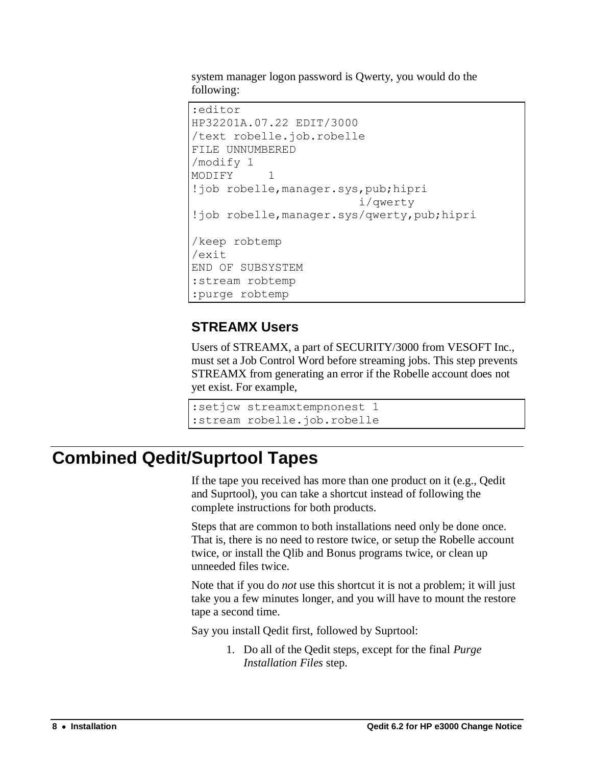system manager logon password is Qwerty, you would do the following:

```
:editor
HP32201A.07.22 EDIT/3000
/text robelle.job.robelle
FILE UNNUMBERED
/modify 1
MODIFY     1
!job robelle,manager.sys,pub;hipri
                        i/qwerty
!job robelle,manager.sys/qwerty,pub;hipri

/keep robtemp
/exit
END OF SUBSYSTEM
:stream robtemp
:purge robtemp
```

### STREAMX Users

Users of STREAMX, a part of SECURITY/3000 from VESOFT Inc., must set a Job Control Word before streaming jobs. This step prevents STREAMX from generating an error if the Robelle account does not yet exist. For example,

```
:setjcw streamxtempnonest 1
:stream robelle.job.robelle
```

## Combined Qedit/Suprtool Tapes

If the tape you received has more than one product on it (e.g., Qedit and Suprtool), you can take a shortcut instead of following the complete instructions for both products.

Steps that are common to both installations need only be done once. That is, there is no need to restore twice, or setup the Robelle account twice, or install the Qlib and Bonus programs twice, or clean up unneeded files twice.

Note that if you do *not* use this shortcut it is not a problem; it will just take you a few minutes longer, and you will have to mount the restore tape a second time.

Say you install Qedit first, followed by Suprtool:

1. Do all of the Qedit steps, except for the final *Purge Installation Files* step.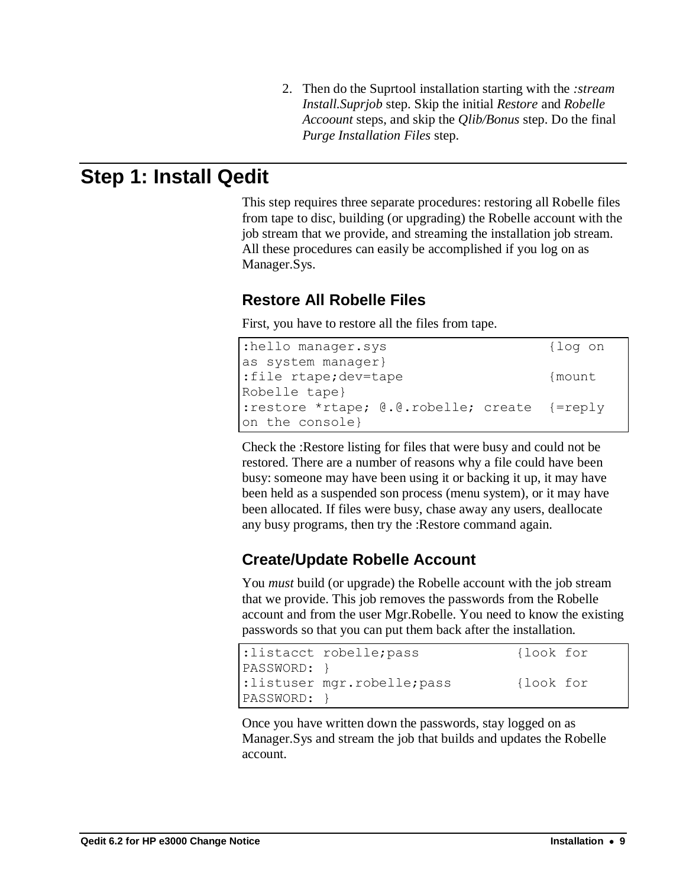2. Then do the Suprtool installation starting with the *:stream Install.Suprjob* step. Skip the initial *Restore* and *Robelle Accoount* steps, and skip the *Qlib/Bonus* step. Do the final *Purge Installation Files* step.

# Step 1: Install Qedit

This step requires three separate procedures: restoring all Robelle files from tape to disc, building (or upgrading) the Robelle account with the job stream that we provide, and streaming the installation job stream. All these procedures can easily be accomplished if you log on as Manager.Sys.

## Restore All Robelle Files

First, you have to restore all the files from tape.

```
:hello manager.sys                      {log on
as system manager}
:file rtape;dev=tape                    {mount
Robelle tape}
:restore *rtape; @.@.robelle; create  {=reply
on the console}
```

Check the :Restore listing for files that were busy and could not be restored. There are a number of reasons why a file could have been busy: someone may have been using it or backing it up, it may have been held as a suspended son process (menu system), or it may have been allocated. If files were busy, chase away any users, deallocate any busy programs, then try the :Restore command again.

## Create/Update Robelle Account

You *must* build (or upgrade) the Robelle account with the job stream that we provide. This job removes the passwords from the Robelle account and from the user Mgr.Robelle. You need to know the existing passwords so that you can put them back after the installation.

```
:listacct robelle;pass            {look for
PASSWORD: }
:listuser mgr.robelle;pass        {look for
PASSWORD: }
```

Once you have written down the passwords, stay logged on as Manager.Sys and stream the job that builds and updates the Robelle account.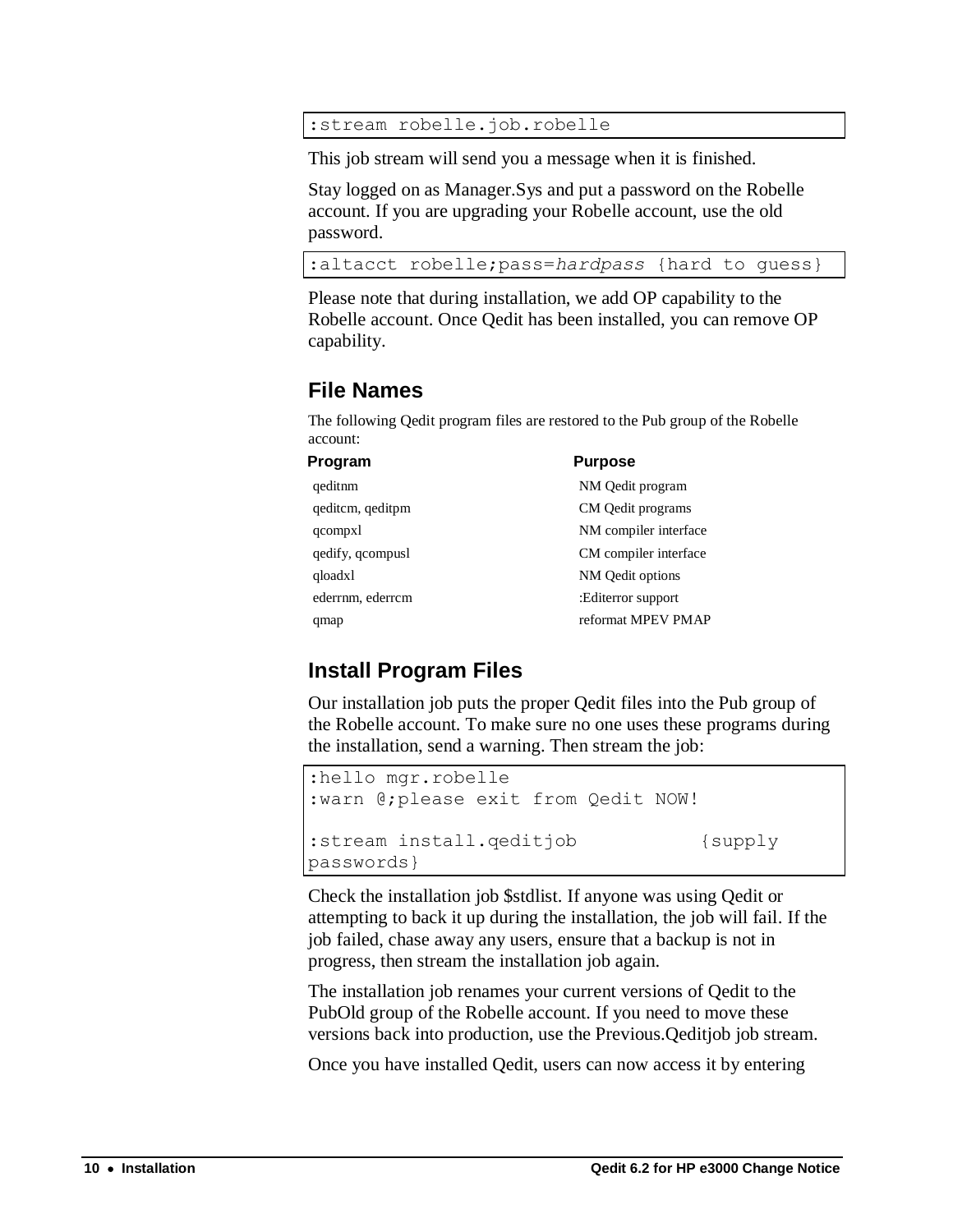```
:stream robelle.job.robelle
```

This job stream will send you a message when it is finished.

Stay logged on as Manager.Sys and put a password on the Robelle account. If you are upgrading your Robelle account, use the old password.

```
:altacct robelle;pass=hardpass {hard to guess}
```

Please note that during installation, we add OP capability to the Robelle account. Once Qedit has been installed, you can remove OP capability.

## File Names

The following Qedit program files are restored to the Pub group of the Robelle account:

| Program | Purpose |
|---|---|
| qeditnm | NM Qedit program |
| qeditcm, qeditpm | CM Qedit programs |
| qcompxl | NM compiler interface |
| qedify, qcompusl | CM compiler interface |
| qloadxl | NM Qedit options |
| ederrnm, ederrcm | :Editerror support |
| qmap | reformat MPEV PMAP |

## Install Program Files

Our installation job puts the proper Qedit files into the Pub group of the Robelle account. To make sure no one uses these programs during the installation, send a warning. Then stream the job:

```
:hello mgr.robelle
:warn @;please exit from Qedit NOW!

:stream install.qeditjob          {supply
passwords}
```

Check the installation job $stdlist. If anyone was using Qedit or attempting to back it up during the installation, the job will fail. If the job failed, chase away any users, ensure that a backup is not in progress, then stream the installation job again.

The installation job renames your current versions of Qedit to the PubOld group of the Robelle account. If you need to move these versions back into production, use the Previous.Qeditjob job stream.

Once you have installed Qedit, users can now access it by entering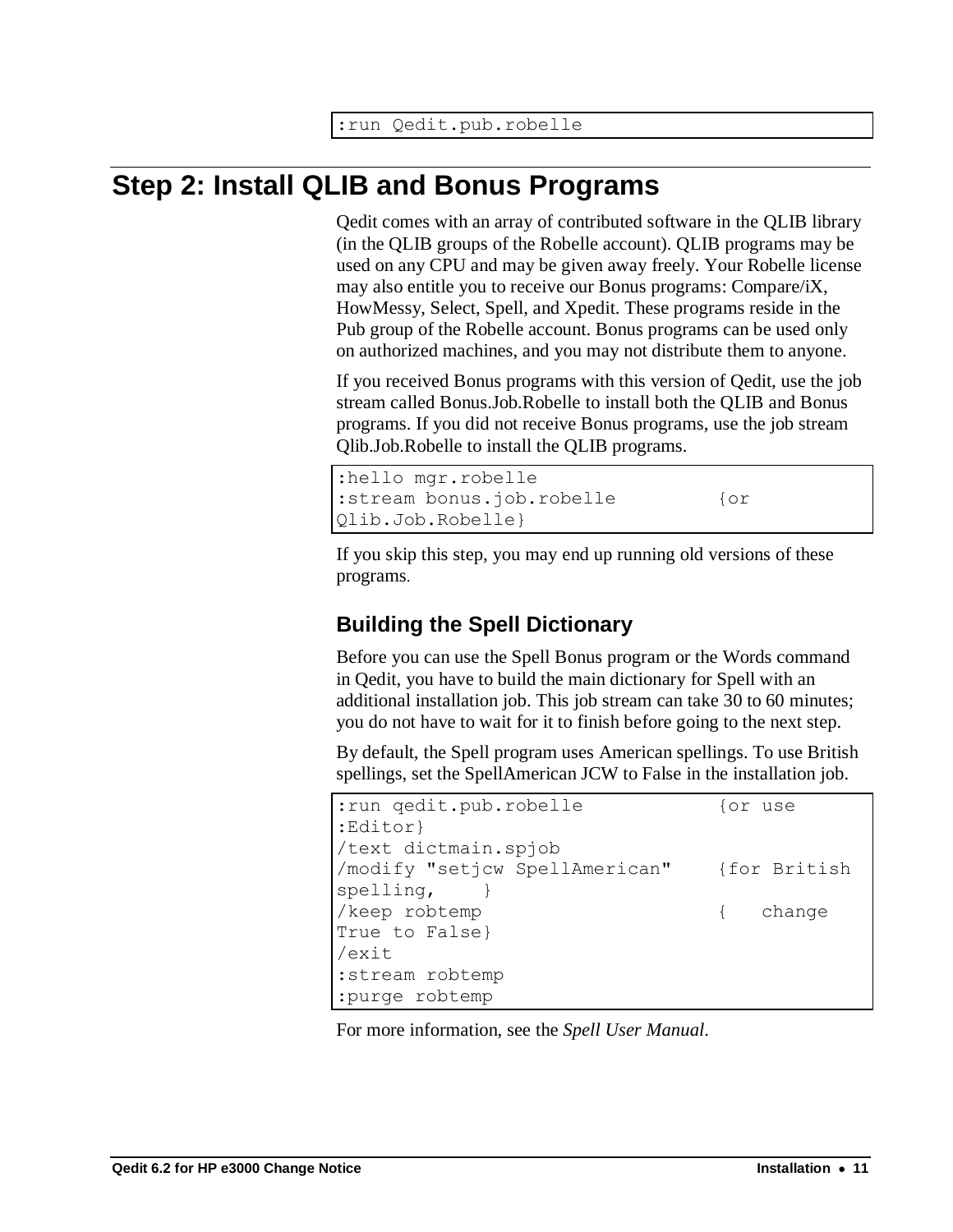```
:run Qedit.pub.robelle
```

## Step 2: Install QLIB and Bonus Programs

Qedit comes with an array of contributed software in the QLIB library (in the QLIB groups of the Robelle account). QLIB programs may be used on any CPU and may be given away freely. Your Robelle license may also entitle you to receive our Bonus programs: Compare/iX, HowMessy, Select, Spell, and Xpedit. These programs reside in the Pub group of the Robelle account. Bonus programs can be used only on authorized machines, and you may not distribute them to anyone.

If you received Bonus programs with this version of Qedit, use the job stream called Bonus.Job.Robelle to install both the QLIB and Bonus programs. If you did not receive Bonus programs, use the job stream Qlib.Job.Robelle to install the QLIB programs.

```
:hello mgr.robelle
:stream bonus.job.robelle         {or
Qlib.Job.Robelle}
```

If you skip this step, you may end up running old versions of these programs.

### Building the Spell Dictionary

Before you can use the Spell Bonus program or the Words command in Qedit, you have to build the main dictionary for Spell with an additional installation job. This job stream can take 30 to 60 minutes; you do not have to wait for it to finish before going to the next step.

By default, the Spell program uses American spellings. To use British spellings, set the SpellAmerican JCW to False in the installation job.

```
:run qedit.pub.robelle            {or use
:Editor}
/text dictmain.spjob
/modify "setjcw SpellAmerican"    {for British
spelling,    }
/keep robtemp                     {   change
True to False}
/exit
:stream robtemp
:purge robtemp
```

For more information, see the *Spell User Manual*.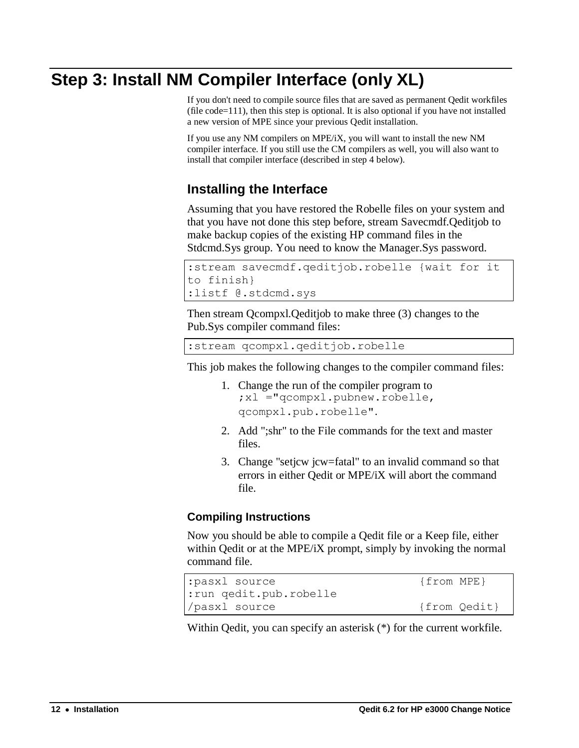# Step 3: Install NM Compiler Interface (only XL)

If you don't need to compile source files that are saved as permanent Qedit workfiles (file code=111), then this step is optional. It is also optional if you have not installed a new version of MPE since your previous Qedit installation.

If you use any NM compilers on MPE/iX, you will want to install the new NM compiler interface. If you still use the CM compilers as well, you will also want to install that compiler interface (described in step 4 below).

## Installing the Interface

Assuming that you have restored the Robelle files on your system and that you have not done this step before, stream Savecmdf.Qeditjob to make backup copies of the existing HP command files in the Stdcmd.Sys group. You need to know the Manager.Sys password.

```
:stream savecmdf.qeditjob.robelle {wait for it
to finish}
:listf @.stdcmd.sys
```

Then stream Qcompxl.Qeditjob to make three (3) changes to the Pub.Sys compiler command files:

```
:stream qcompxl.qeditjob.robelle
```

This job makes the following changes to the compiler command files:

1. Change the run of the compiler program to `;xl ="qcompxl.pubnew.robelle, qcompxl.pub.robelle"`.
2. Add ";shr" to the File commands for the text and master files.
3. Change "setjcw jcw=fatal" to an invalid command so that errors in either Qedit or MPE/iX will abort the command file.

### Compiling Instructions

Now you should be able to compile a Qedit file or a Keep file, either within Qedit or at the MPE/iX prompt, simply by invoking the normal command file.

```
:pasxl source                   {from MPE}
:run qedit.pub.robelle
/pasxl source                   {from Qedit}
```

Within Qedit, you can specify an asterisk (*) for the current workfile.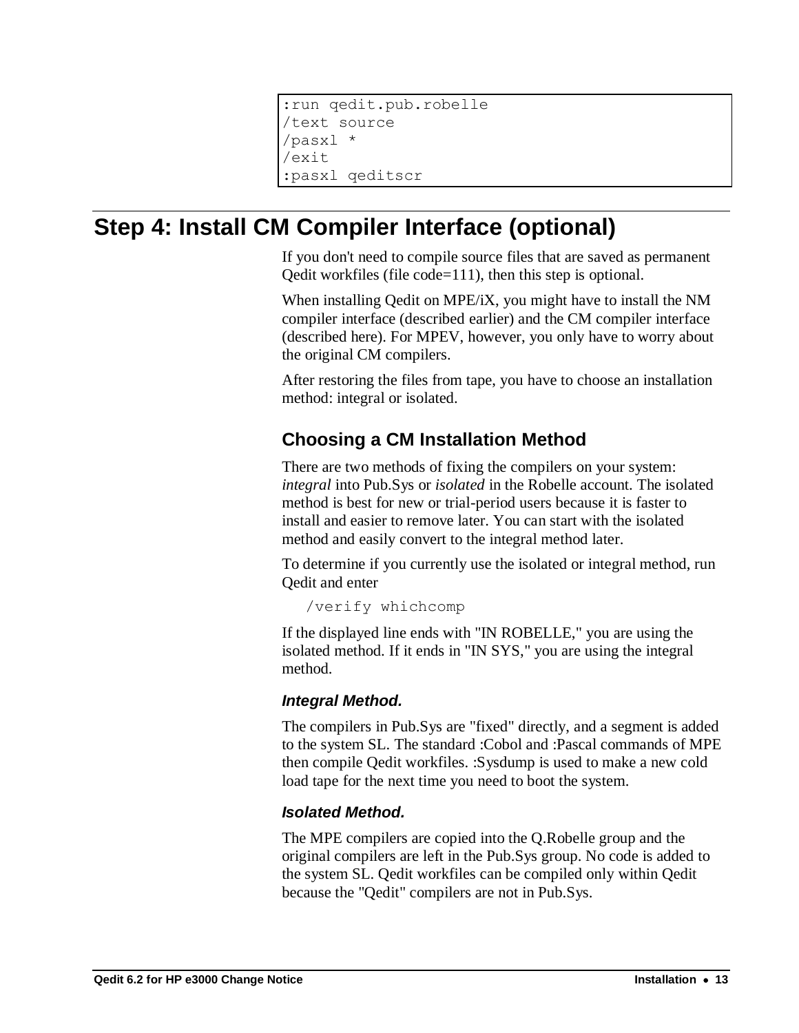```
:run qedit.pub.robelle
/text source
/pasxl *
/exit
:pasxl qeditscr
```

# Step 4: Install CM Compiler Interface (optional)

If you don't need to compile source files that are saved as permanent Qedit workfiles (file code=111), then this step is optional.

When installing Qedit on MPE/iX, you might have to install the NM compiler interface (described earlier) and the CM compiler interface (described here). For MPEV, however, you only have to worry about the original CM compilers.

After restoring the files from tape, you have to choose an installation method: integral or isolated.

## Choosing a CM Installation Method

There are two methods of fixing the compilers on your system: *integral* into Pub.Sys or *isolated* in the Robelle account. The isolated method is best for new or trial-period users because it is faster to install and easier to remove later. You can start with the isolated method and easily convert to the integral method later.

To determine if you currently use the isolated or integral method, run Qedit and enter

```
/verify whichcomp
```

If the displayed line ends with "IN ROBELLE," you are using the isolated method. If it ends in "IN SYS," you are using the integral method.

### *Integral Method.*

The compilers in Pub.Sys are "fixed" directly, and a segment is added to the system SL. The standard :Cobol and :Pascal commands of MPE then compile Qedit workfiles. :Sysdump is used to make a new cold load tape for the next time you need to boot the system.

### *Isolated Method.*

The MPE compilers are copied into the Q.Robelle group and the original compilers are left in the Pub.Sys group. No code is added to the system SL. Qedit workfiles can be compiled only within Qedit because the "Qedit" compilers are not in Pub.Sys.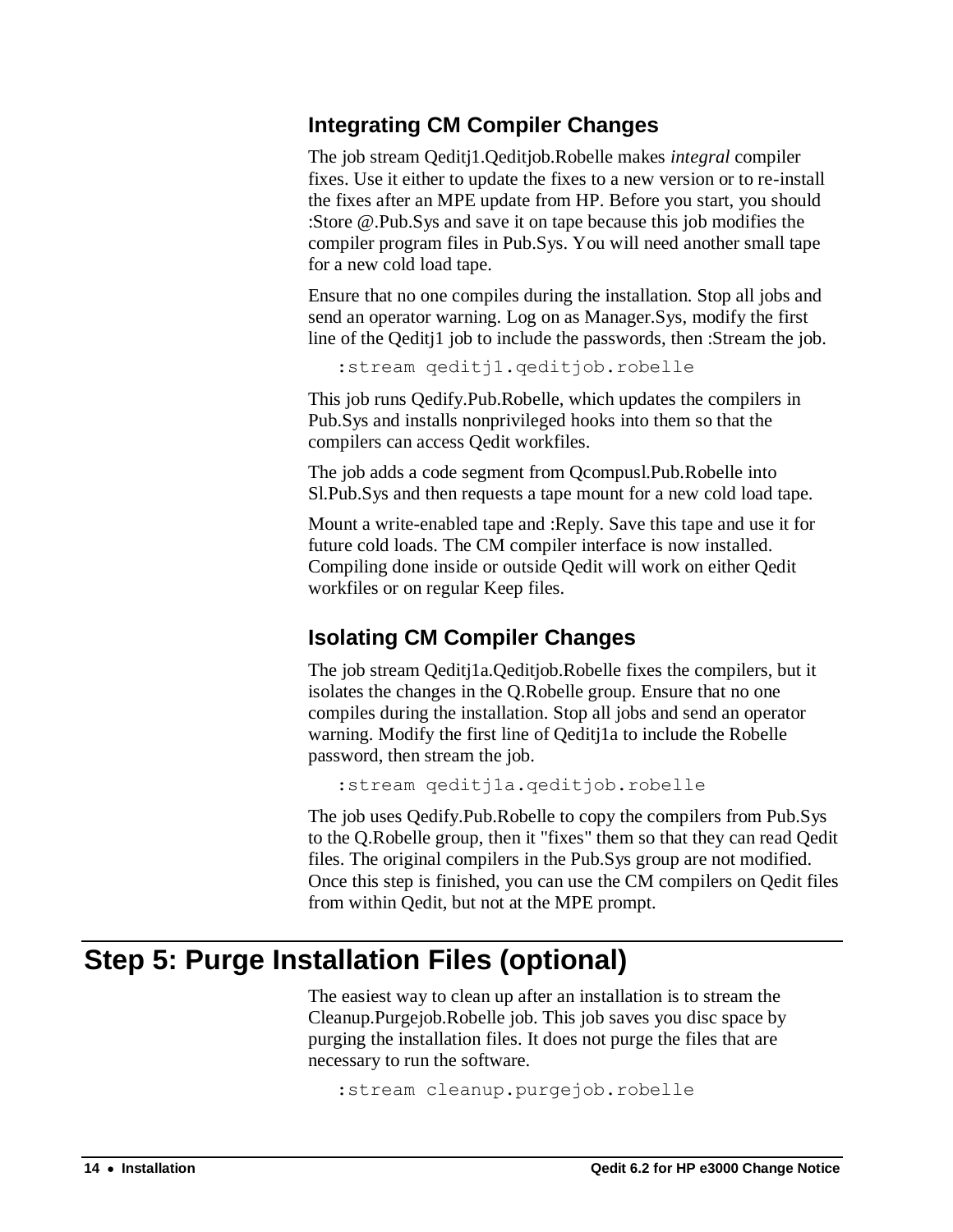### Integrating CM Compiler Changes

The job stream Qeditj1.Qeditjob.Robelle makes *integral* compiler fixes. Use it either to update the fixes to a new version or to re-install the fixes after an MPE update from HP. Before you start, you should :Store @.Pub.Sys and save it on tape because this job modifies the compiler program files in Pub.Sys. You will need another small tape for a new cold load tape.

Ensure that no one compiles during the installation. Stop all jobs and send an operator warning. Log on as Manager.Sys, modify the first line of the Qeditj1 job to include the passwords, then :Stream the job.

```
:stream qeditj1.qeditjob.robelle
```

This job runs Qedify.Pub.Robelle, which updates the compilers in Pub.Sys and installs nonprivileged hooks into them so that the compilers can access Qedit workfiles.

The job adds a code segment from Qcompusl.Pub.Robelle into Sl.Pub.Sys and then requests a tape mount for a new cold load tape.

Mount a write-enabled tape and :Reply. Save this tape and use it for future cold loads. The CM compiler interface is now installed. Compiling done inside or outside Qedit will work on either Qedit workfiles or on regular Keep files.

### Isolating CM Compiler Changes

The job stream Qeditj1a.Qeditjob.Robelle fixes the compilers, but it isolates the changes in the Q.Robelle group. Ensure that no one compiles during the installation. Stop all jobs and send an operator warning. Modify the first line of Qeditj1a to include the Robelle password, then stream the job.

```
:stream qeditj1a.qeditjob.robelle
```

The job uses Qedify.Pub.Robelle to copy the compilers from Pub.Sys to the Q.Robelle group, then it "fixes" them so that they can read Qedit files. The original compilers in the Pub.Sys group are not modified. Once this step is finished, you can use the CM compilers on Qedit files from within Qedit, but not at the MPE prompt.

## Step 5: Purge Installation Files (optional)

The easiest way to clean up after an installation is to stream the Cleanup.Purgejob.Robelle job. This job saves you disc space by purging the installation files. It does not purge the files that are necessary to run the software.

```
:stream cleanup.purgejob.robelle
```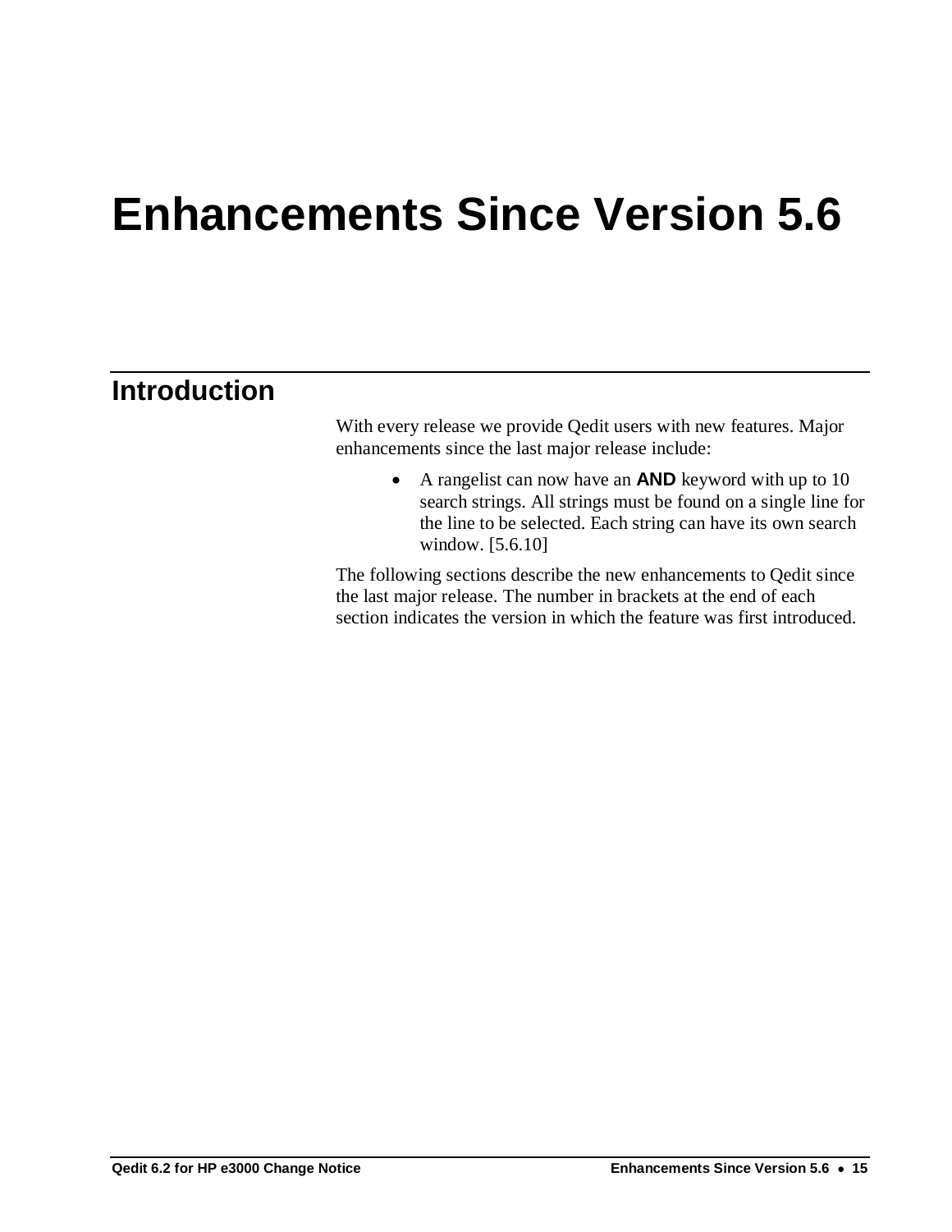# Enhancements Since Version 5.6

## Introduction

With every release we provide Qedit users with new features. Major enhancements since the last major release include:

- A rangelist can now have an **AND** keyword with up to 10 search strings. All strings must be found on a single line for the line to be selected. Each string can have its own search window. [5.6.10]

The following sections describe the new enhancements to Qedit since the last major release. The number in brackets at the end of each section indicates the version in which the feature was first introduced.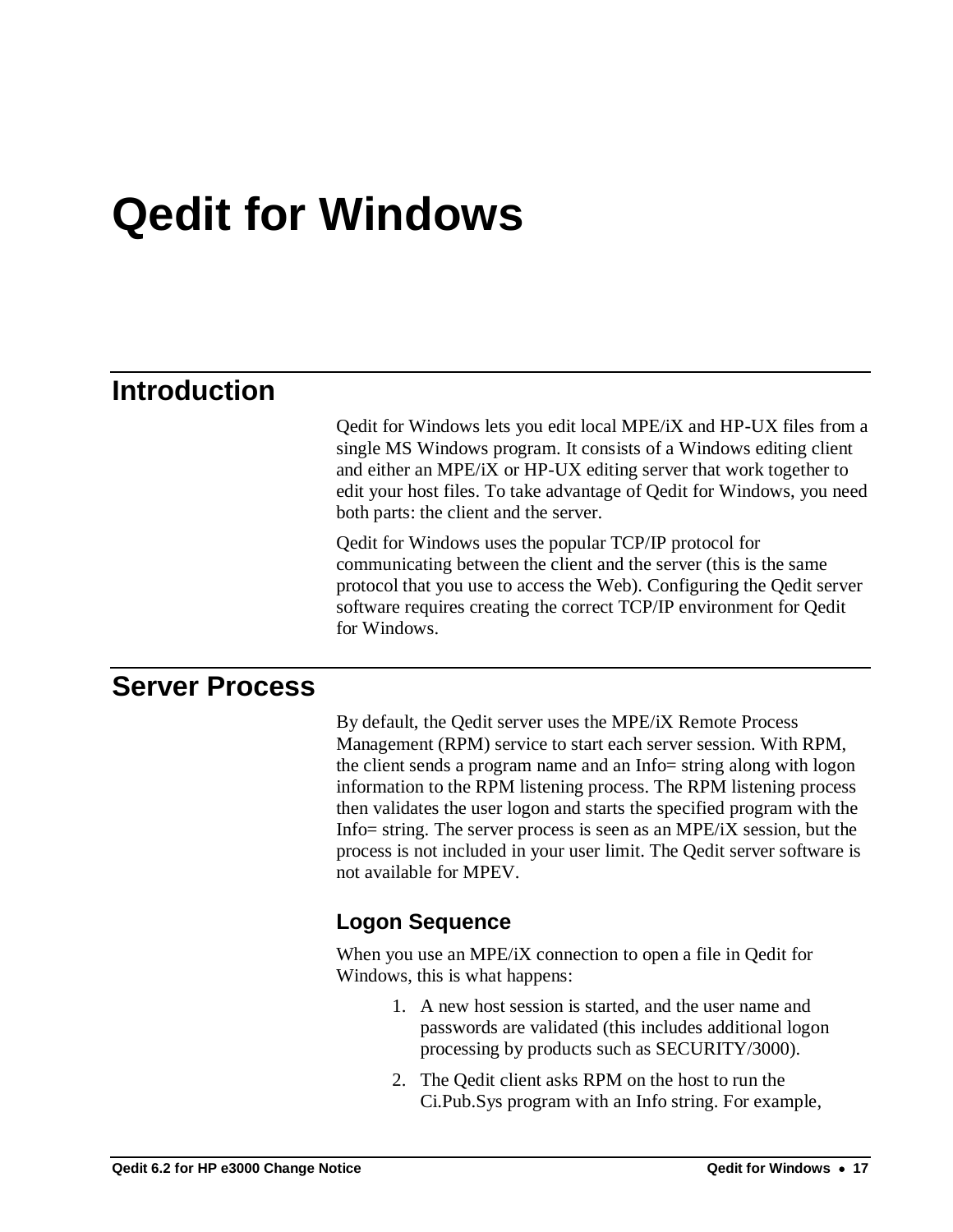# Qedit for Windows

## Introduction

Qedit for Windows lets you edit local MPE/iX and HP-UX files from a single MS Windows program. It consists of a Windows editing client and either an MPE/iX or HP-UX editing server that work together to edit your host files. To take advantage of Qedit for Windows, you need both parts: the client and the server.

Qedit for Windows uses the popular TCP/IP protocol for communicating between the client and the server (this is the same protocol that you use to access the Web). Configuring the Qedit server software requires creating the correct TCP/IP environment for Qedit for Windows.

## Server Process

By default, the Qedit server uses the MPE/iX Remote Process Management (RPM) service to start each server session. With RPM, the client sends a program name and an Info= string along with logon information to the RPM listening process. The RPM listening process then validates the user logon and starts the specified program with the Info= string. The server process is seen as an MPE/iX session, but the process is not included in your user limit. The Qedit server software is not available for MPEV.

### Logon Sequence

When you use an MPE/iX connection to open a file in Qedit for Windows, this is what happens:

1. A new host session is started, and the user name and passwords are validated (this includes additional logon processing by products such as SECURITY/3000).
2. The Qedit client asks RPM on the host to run the Ci.Pub.Sys program with an Info string. For example,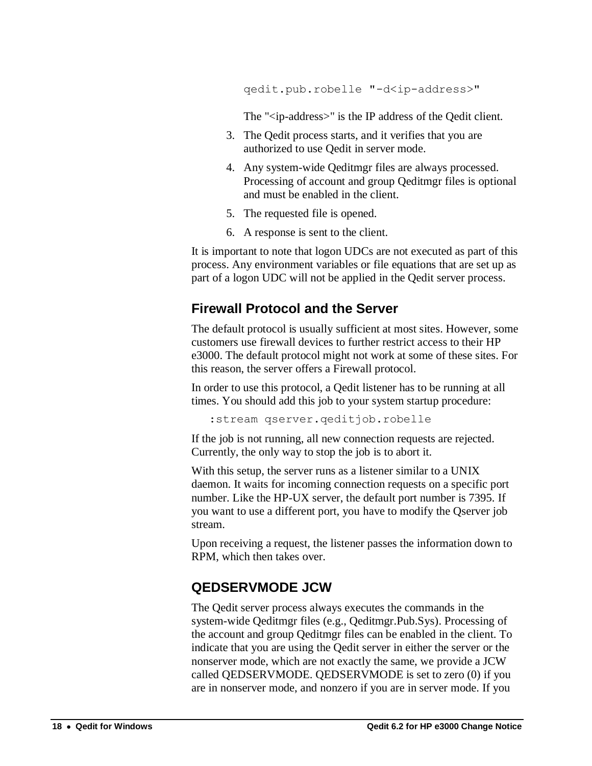```
qedit.pub.robelle "-d<ip-address>"
```

The "<ip-address>" is the IP address of the Qedit client.

3. The Qedit process starts, and it verifies that you are authorized to use Qedit in server mode.
4. Any system-wide Qeditmgr files are always processed. Processing of account and group Qeditmgr files is optional and must be enabled in the client.
5. The requested file is opened.
6. A response is sent to the client.

It is important to note that logon UDCs are not executed as part of this process. Any environment variables or file equations that are set up as part of a logon UDC will not be applied in the Qedit server process.

## Firewall Protocol and the Server

The default protocol is usually sufficient at most sites. However, some customers use firewall devices to further restrict access to their HP e3000. The default protocol might not work at some of these sites. For this reason, the server offers a Firewall protocol.

In order to use this protocol, a Qedit listener has to be running at all times. You should add this job to your system startup procedure:

```
:stream qserver.qeditjob.robelle
```

If the job is not running, all new connection requests are rejected. Currently, the only way to stop the job is to abort it.

With this setup, the server runs as a listener similar to a UNIX daemon. It waits for incoming connection requests on a specific port number. Like the HP-UX server, the default port number is 7395. If you want to use a different port, you have to modify the Qserver job stream.

Upon receiving a request, the listener passes the information down to RPM, which then takes over.

## QEDSERVMODE JCW

The Qedit server process always executes the commands in the system-wide Qeditmgr files (e.g., Qeditmgr.Pub.Sys). Processing of the account and group Qeditmgr files can be enabled in the client. To indicate that you are using the Qedit server in either the server or the nonserver mode, which are not exactly the same, we provide a JCW called QEDSERVMODE. QEDSERVMODE is set to zero (0) if you are in nonserver mode, and nonzero if you are in server mode. If you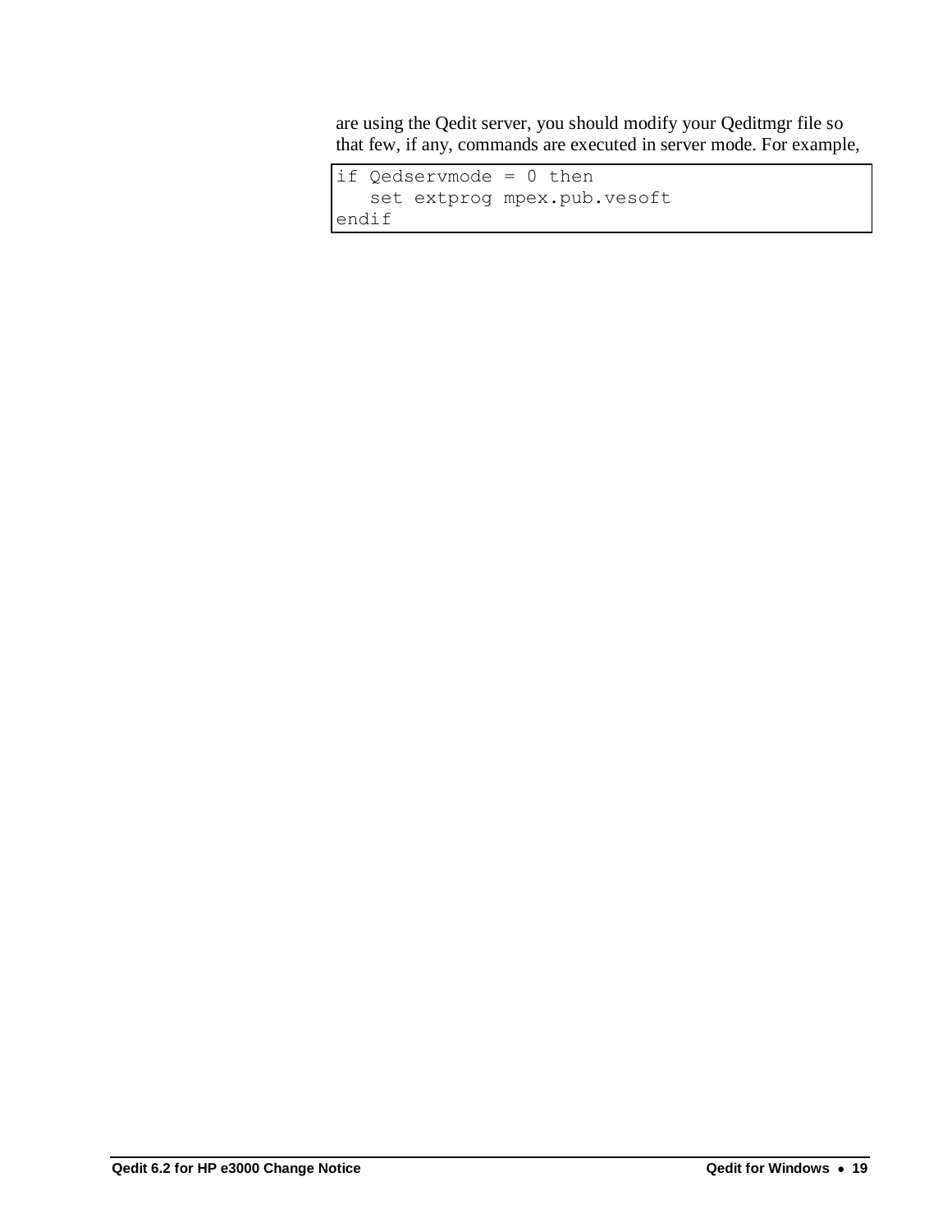are using the Qedit server, you should modify your Qeditmgr file so that few, if any, commands are executed in server mode. For example,

```
if Qedservmode = 0 then
   set extprog mpex.pub.vesoft
endif
```